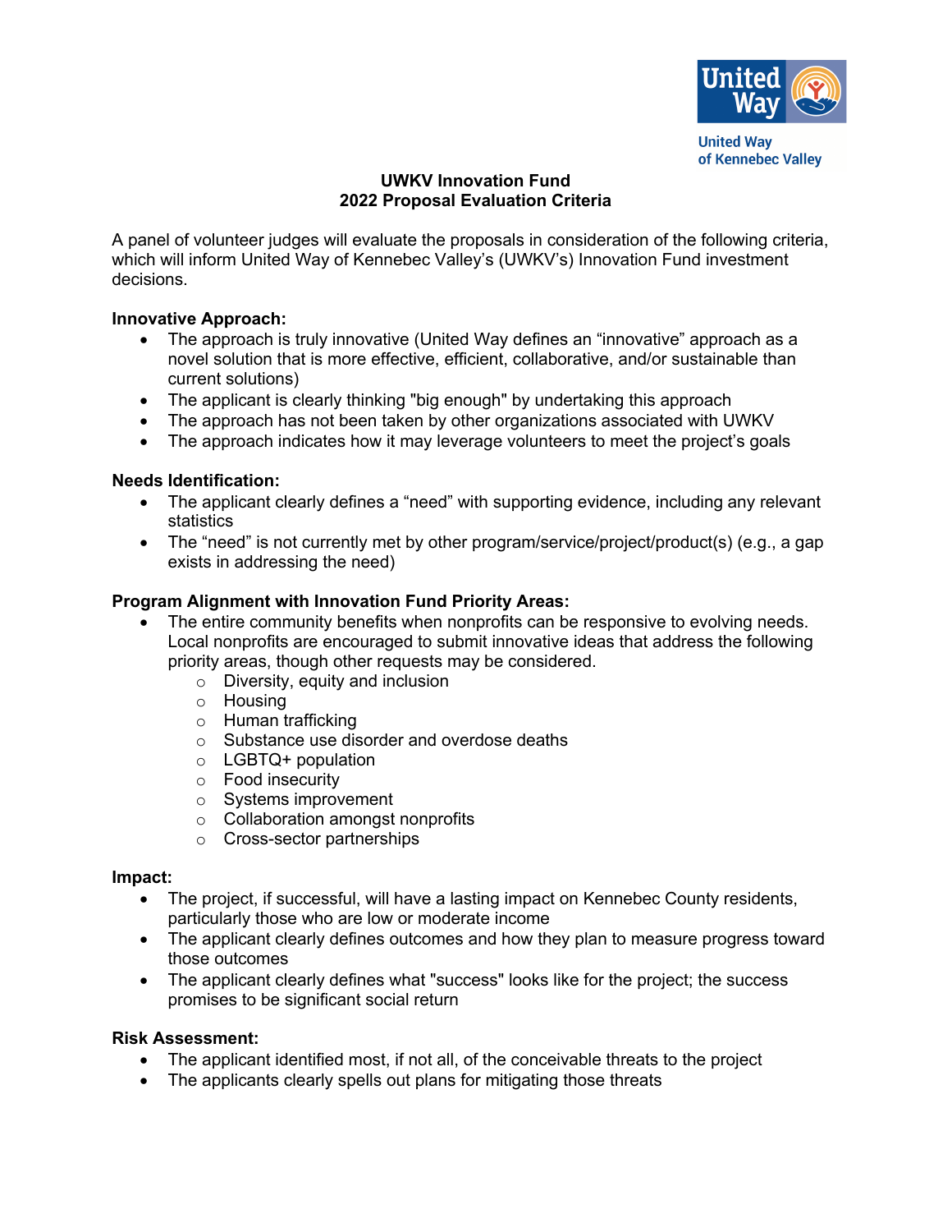United Way of Kennebec Valley

**UWKV Innovation Fund**
**2022 Proposal Evaluation Criteria**

A panel of volunteer judges will evaluate the proposals in consideration of the following criteria, which will inform United Way of Kennebec Valley's (UWKV's) Innovation Fund investment decisions.

**Innovative Approach:**

- The approach is truly innovative (United Way defines an "innovative" approach as a novel solution that is more effective, efficient, collaborative, and/or sustainable than current solutions)
- The applicant is clearly thinking "big enough" by undertaking this approach
- The approach has not been taken by other organizations associated with UWKV
- The approach indicates how it may leverage volunteers to meet the project's goals

**Needs Identification:**

- The applicant clearly defines a "need" with supporting evidence, including any relevant statistics
- The "need" is not currently met by other program/service/project/product(s) (e.g., a gap exists in addressing the need)

**Program Alignment with Innovation Fund Priority Areas:**

- The entire community benefits when nonprofits can be responsive to evolving needs. Local nonprofits are encouraged to submit innovative ideas that address the following priority areas, though other requests may be considered.
  - Diversity, equity and inclusion
  - Housing
  - Human trafficking
  - Substance use disorder and overdose deaths
  - LGBTQ+ population
  - Food insecurity
  - Systems improvement
  - Collaboration amongst nonprofits
  - Cross-sector partnerships

**Impact:**

- The project, if successful, will have a lasting impact on Kennebec County residents, particularly those who are low or moderate income
- The applicant clearly defines outcomes and how they plan to measure progress toward those outcomes
- The applicant clearly defines what "success" looks like for the project; the success promises to be significant social return

**Risk Assessment:**

- The applicant identified most, if not all, of the conceivable threats to the project
- The applicants clearly spells out plans for mitigating those threats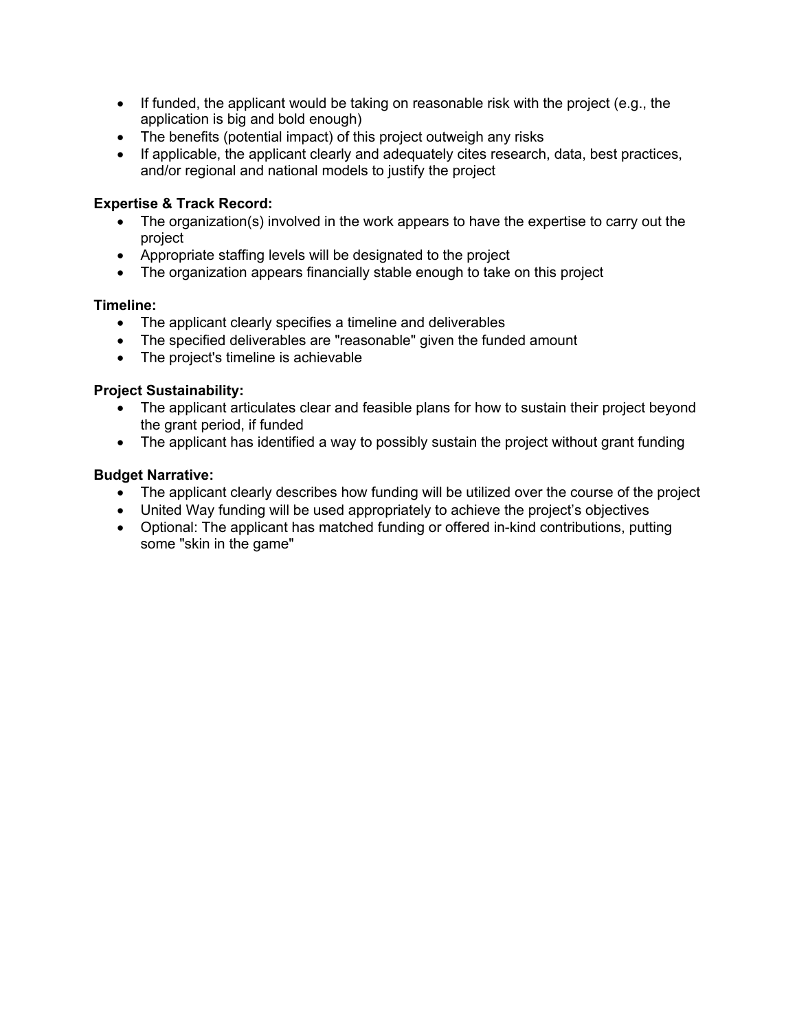- If funded, the applicant would be taking on reasonable risk with the project (e.g., the application is big and bold enough)
- The benefits (potential impact) of this project outweigh any risks
- If applicable, the applicant clearly and adequately cites research, data, best practices, and/or regional and national models to justify the project

**Expertise & Track Record:**

- The organization(s) involved in the work appears to have the expertise to carry out the project
- Appropriate staffing levels will be designated to the project
- The organization appears financially stable enough to take on this project

**Timeline:**

- The applicant clearly specifies a timeline and deliverables
- The specified deliverables are "reasonable" given the funded amount
- The project's timeline is achievable

**Project Sustainability:**

- The applicant articulates clear and feasible plans for how to sustain their project beyond the grant period, if funded
- The applicant has identified a way to possibly sustain the project without grant funding

**Budget Narrative:**

- The applicant clearly describes how funding will be utilized over the course of the project
- United Way funding will be used appropriately to achieve the project's objectives
- Optional: The applicant has matched funding or offered in-kind contributions, putting some "skin in the game"